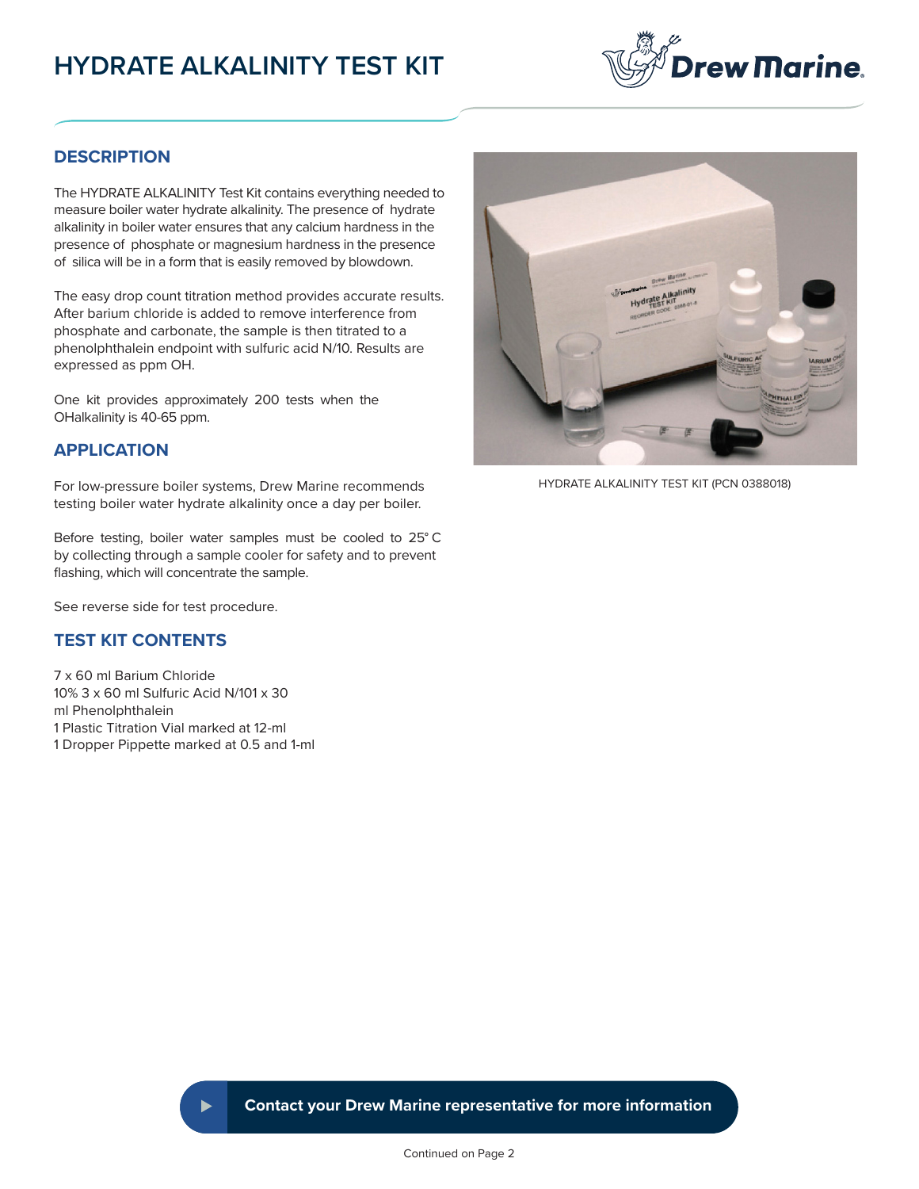# HYDRATE ALKALINITY TEST KIT

## DESCRIPTION

The HYDRATE ALKALINITY Test Kit contains everything needed to measure boiler water hydrate alkalinity. The presence of hydrate alkalinity in boiler water ensures that any calcium hardness in the presence of phosphate or magnesium hardness in the presence of silica will be in a form that is easily removed by blowdown.

The easy drop count titration method provides accurate results. After barium chloride is added to remove interference from phosphate and carbonate, the sample is then titrated to a phenolphthalein endpoint with sulfuric acid N/10. Results are expressed as ppm OH.

One kit provides approximately 200 tests when the OHalkalinity is 40-65 ppm.

## APPLICATION

For low-pressure boiler systems, Drew Marine recommends testing boiler water hydrate alkalinity once a day per boiler.

Before testing, boiler water samples must be cooled to 25° C by collecting through a sample cooler for safety and to prevent flashing, which will concentrate the sample.

See reverse side for test procedure.

## TEST KIT CONTENTS

7 x 60 ml Barium Chloride
10% 3 x 60 ml Sulfuric Acid N/101 x 30
ml Phenolphthalein
1 Plastic Titration Vial marked at 12-ml
1 Dropper Pippette marked at 0.5 and 1-ml

HYDRATE ALKALINITY TEST KIT (PCN 0388018)

**Contact your Drew Marine representative for more information**

Continued on Page 2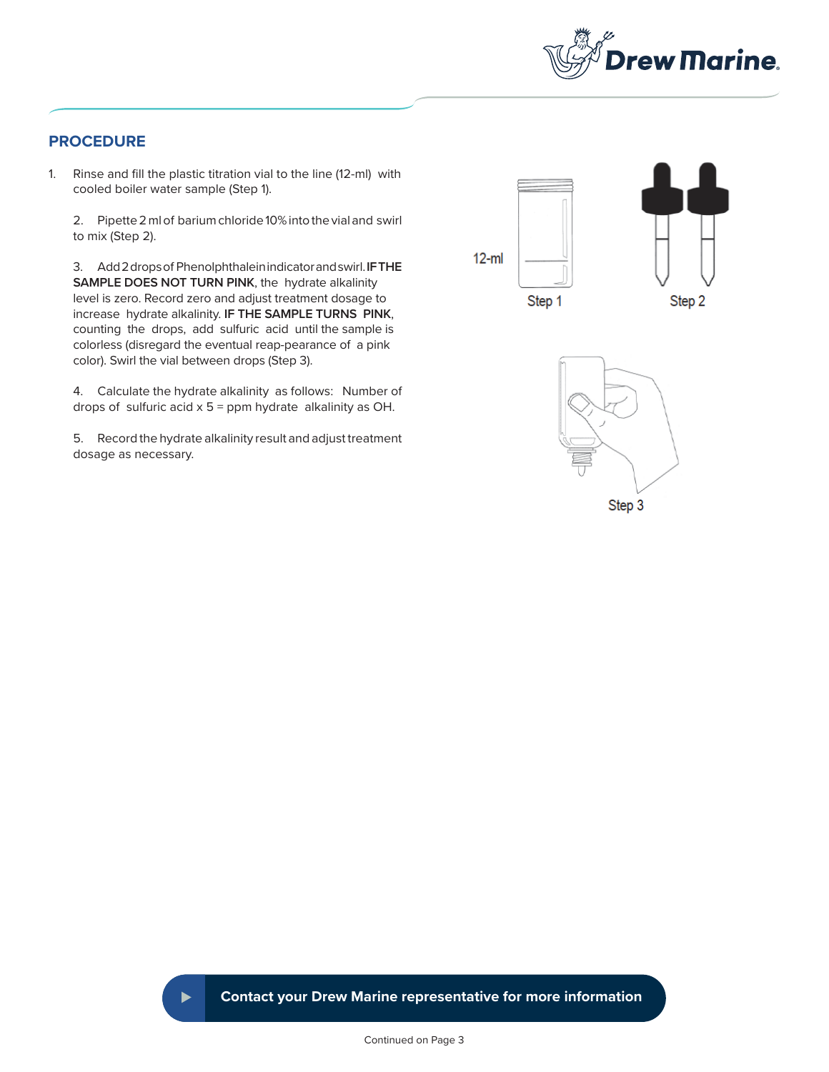## PROCEDURE

1. Rinse and fill the plastic titration vial to the line (12-ml) with cooled boiler water sample (Step 1).

2. Pipette 2 ml of barium chloride 10% into the vial and swirl to mix (Step 2).

3. Add 2 drops of Phenolphthalein indicator and swirl. **IF THE SAMPLE DOES NOT TURN PINK**, the hydrate alkalinity level is zero. Record zero and adjust treatment dosage to increase hydrate alkalinity. **IF THE SAMPLE TURNS PINK**, counting the drops, add sulfuric acid until the sample is colorless (disregard the eventual reap-pearance of a pink color). Swirl the vial between drops (Step 3).

4. Calculate the hydrate alkalinity as follows: Number of drops of sulfuric acid x 5 = ppm hydrate alkalinity as OH.

5. Record the hydrate alkalinity result and adjust treatment dosage as necessary.

12-ml

Step 1

Step 2

Step 3

**Contact your Drew Marine representative for more information**

Continued on Page 3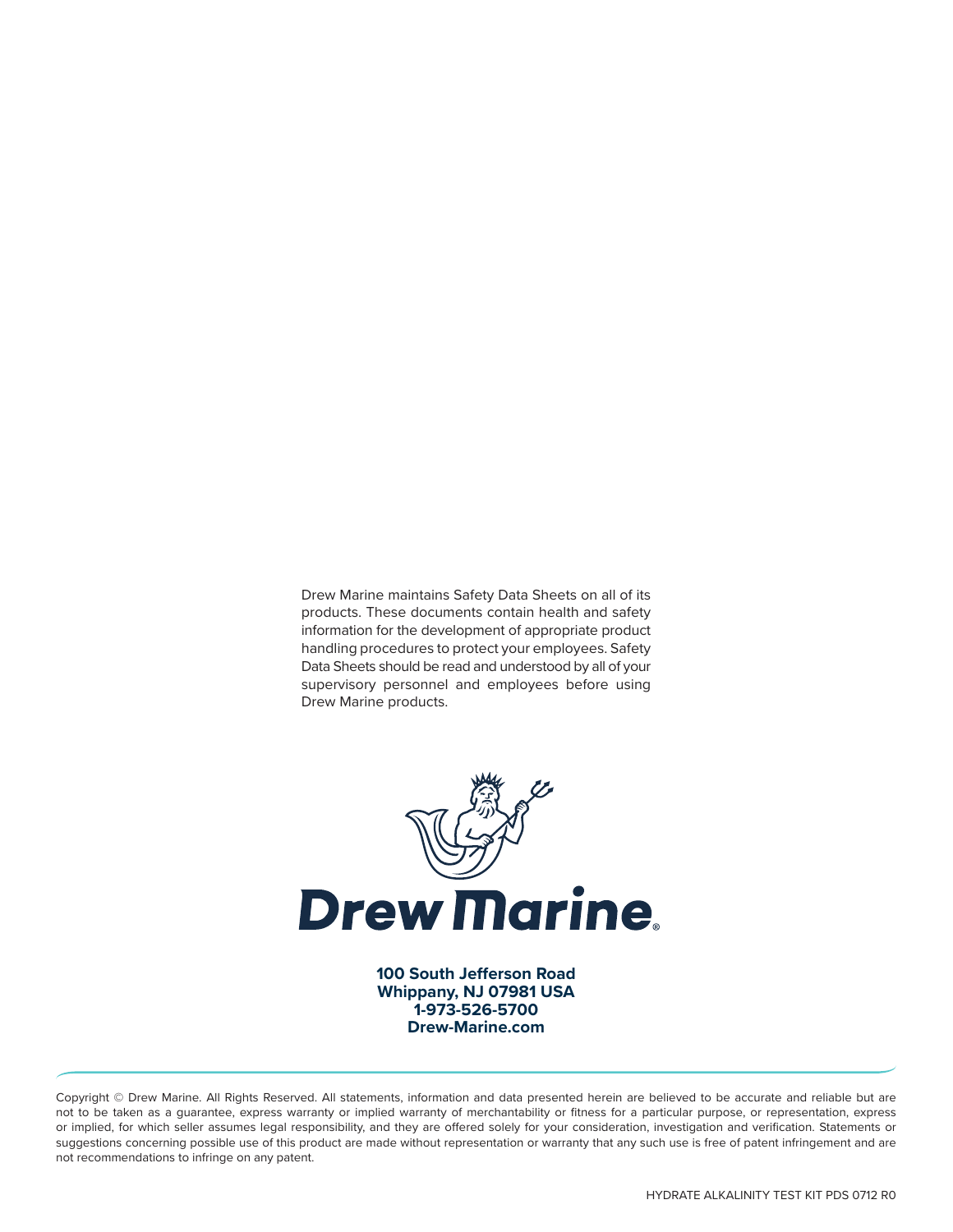Drew Marine maintains Safety Data Sheets on all of its products. These documents contain health and safety information for the development of appropriate product handling procedures to protect your employees. Safety Data Sheets should be read and understood by all of your supervisory personnel and employees before using Drew Marine products.

**Drew Marine**

**100 South Jefferson Road**
**Whippany, NJ 07981 USA**
**1-973-526-5700**
**Drew-Marine.com**

Copyright © Drew Marine. All Rights Reserved. All statements, information and data presented herein are believed to be accurate and reliable but are not to be taken as a guarantee, express warranty or implied warranty of merchantability or fitness for a particular purpose, or representation, express or implied, for which seller assumes legal responsibility, and they are offered solely for your consideration, investigation and verification. Statements or suggestions concerning possible use of this product are made without representation or warranty that any such use is free of patent infringement and are not recommendations to infringe on any patent.

HYDRATE ALKALINITY TEST KIT PDS 0712 R0